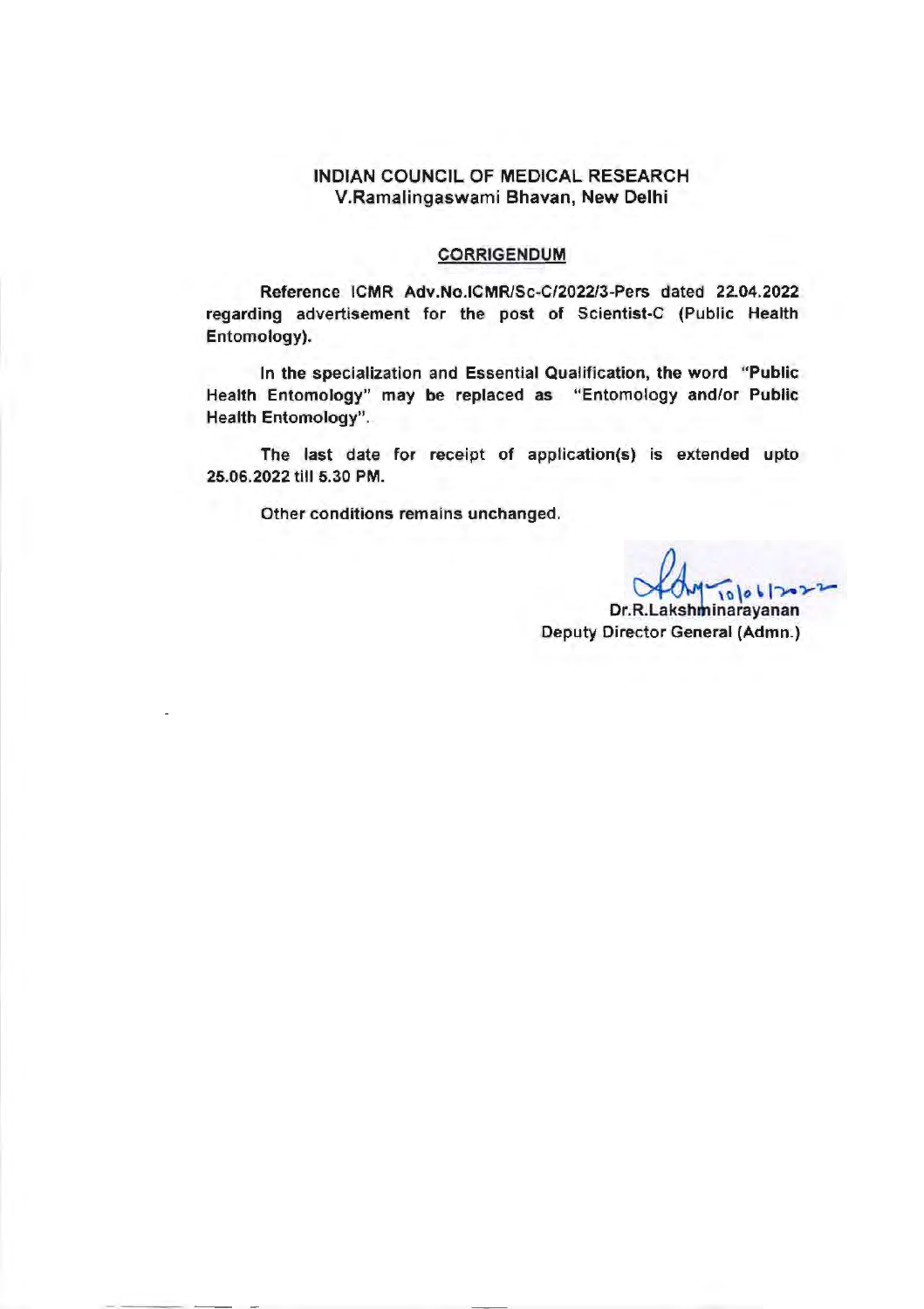**INDIAN COUNCIL OF MEDICAL RESEARCH**
**V.Ramalingaswami Bhavan, New Delhi**

**CORRIGENDUM**

Reference ICMR Adv.No.ICMR/Sc-C/2022/3-Pers dated 22.04.2022 regarding advertisement for the post of Scientist-C (Public Health Entomology).

In the specialization and Essential Qualification, the word "Public Health Entomology" may be replaced as "Entomology and/or Public Health Entomology".

The last date for receipt of application(s) is extended upto 25.06.2022 till 5.30 PM.

Other conditions remains unchanged.

10/06/2022
Dr.R.Lakshminarayanan
Deputy Director General (Admn.)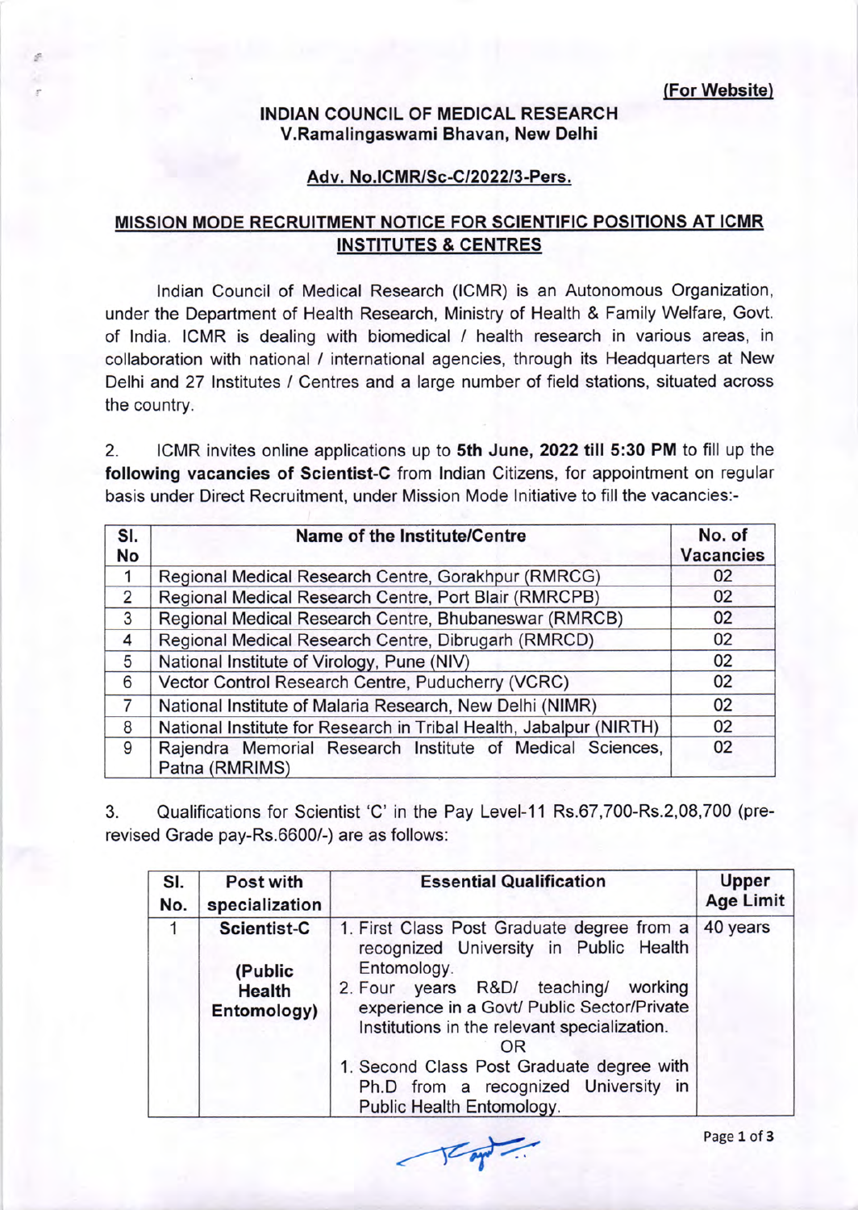**(For Website)**

**INDIAN COUNCIL OF MEDICAL RESEARCH**
**V.Ramalingaswami Bhavan, New Delhi**

**Adv. No.ICMR/Sc-C/2022/3-Pers.**

## MISSION MODE RECRUITMENT NOTICE FOR SCIENTIFIC POSITIONS AT ICMR INSTITUTES & CENTRES

Indian Council of Medical Research (ICMR) is an Autonomous Organization, under the Department of Health Research, Ministry of Health & Family Welfare, Govt. of India. ICMR is dealing with biomedical / health research in various areas, in collaboration with national / international agencies, through its Headquarters at New Delhi and 27 Institutes / Centres and a large number of field stations, situated across the country.

2. ICMR invites online applications up to **5th June, 2022 till 5:30 PM** to fill up the **following vacancies of Scientist-C** from Indian Citizens, for appointment on regular basis under Direct Recruitment, under Mission Mode Initiative to fill the vacancies:-

| Sl. No | Name of the Institute/Centre | No. of Vacancies |
|---|---|---|
| 1 | Regional Medical Research Centre, Gorakhpur (RMRCG) | 02 |
| 2 | Regional Medical Research Centre, Port Blair (RMRCPB) | 02 |
| 3 | Regional Medical Research Centre, Bhubaneswar (RMRCB) | 02 |
| 4 | Regional Medical Research Centre, Dibrugarh (RMRCD) | 02 |
| 5 | National Institute of Virology, Pune (NIV) | 02 |
| 6 | Vector Control Research Centre, Puducherry (VCRC) | 02 |
| 7 | National Institute of Malaria Research, New Delhi (NIMR) | 02 |
| 8 | National Institute for Research in Tribal Health, Jabalpur (NIRTH) | 02 |
| 9 | Rajendra Memorial Research Institute of Medical Sciences, Patna (RMRIMS) | 02 |

3. Qualifications for Scientist 'C' in the Pay Level-11 Rs.67,700-Rs.2,08,700 (pre-revised Grade pay-Rs.6600/-) are as follows:

| Sl. No. | Post with specialization | Essential Qualification | Upper Age Limit |
|---|---|---|---|
| 1 | **Scientist-C** **(Public Health Entomology)** | 1. First Class Post Graduate degree from a recognized University in Public Health Entomology.<br>2. Four years R&D/ teaching/ working experience in a Govt/ Public Sector/Private Institutions in the relevant specialization.<br>OR<br>1. Second Class Post Graduate degree with Ph.D from a recognized University in Public Health Entomology. | 40 years |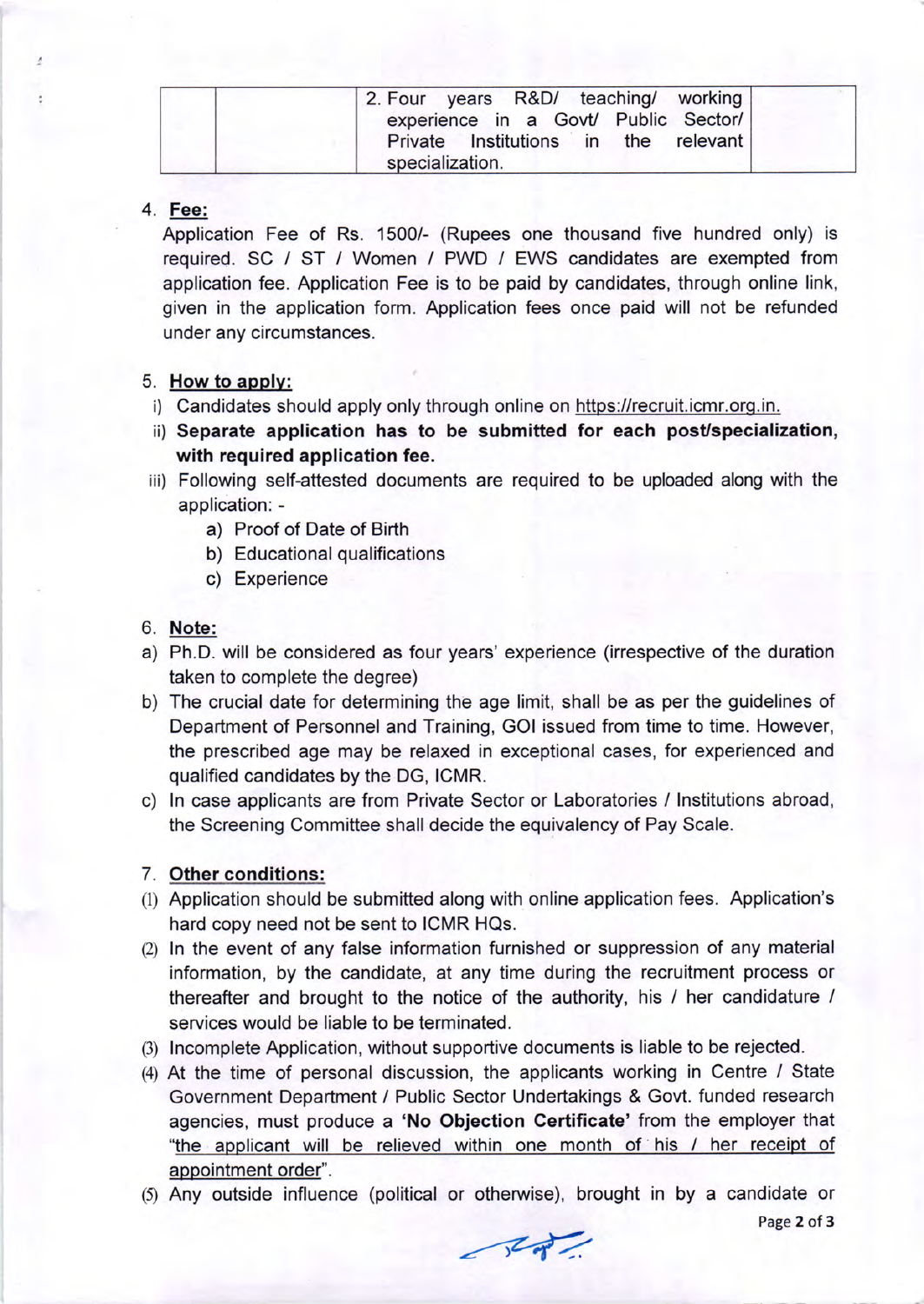|  |  | 2. Four years R&D/ teaching/ working experience in a Govt/ Public Sector/ Private Institutions in the relevant specialization. |  |
|---|---|---|---|

4. **Fee:**

Application Fee of Rs. 1500/- (Rupees one thousand five hundred only) is required. SC / ST / Women / PWD / EWS candidates are exempted from application fee. Application Fee is to be paid by candidates, through online link, given in the application form. Application fees once paid will not be refunded under any circumstances.

5. **How to apply:**

i) Candidates should apply only through online on https://recruit.icmr.org.in.

ii) **Separate application has to be submitted for each post/specialization, with required application fee.**

iii) Following self-attested documents are required to be uploaded along with the application: -

a) Proof of Date of Birth

b) Educational qualifications

c) Experience

6. **Note:**

a) Ph.D. will be considered as four years' experience (irrespective of the duration taken to complete the degree)

b) The crucial date for determining the age limit, shall be as per the guidelines of Department of Personnel and Training, GOI issued from time to time. However, the prescribed age may be relaxed in exceptional cases, for experienced and qualified candidates by the DG, ICMR.

c) In case applicants are from Private Sector or Laboratories / Institutions abroad, the Screening Committee shall decide the equivalency of Pay Scale.

7. **Other conditions:**

(1) Application should be submitted along with online application fees. Application's hard copy need not be sent to ICMR HQs.

(2) In the event of any false information furnished or suppression of any material information, by the candidate, at any time during the recruitment process or thereafter and brought to the notice of the authority, his / her candidature / services would be liable to be terminated.

(3) Incomplete Application, without supportive documents is liable to be rejected.

(4) At the time of personal discussion, the applicants working in Centre / State Government Department / Public Sector Undertakings & Govt. funded research agencies, must produce a **'No Objection Certificate'** from the employer that "the applicant will be relieved within one month of his / her receipt of appointment order".

(5) Any outside influence (political or otherwise), brought in by a candidate or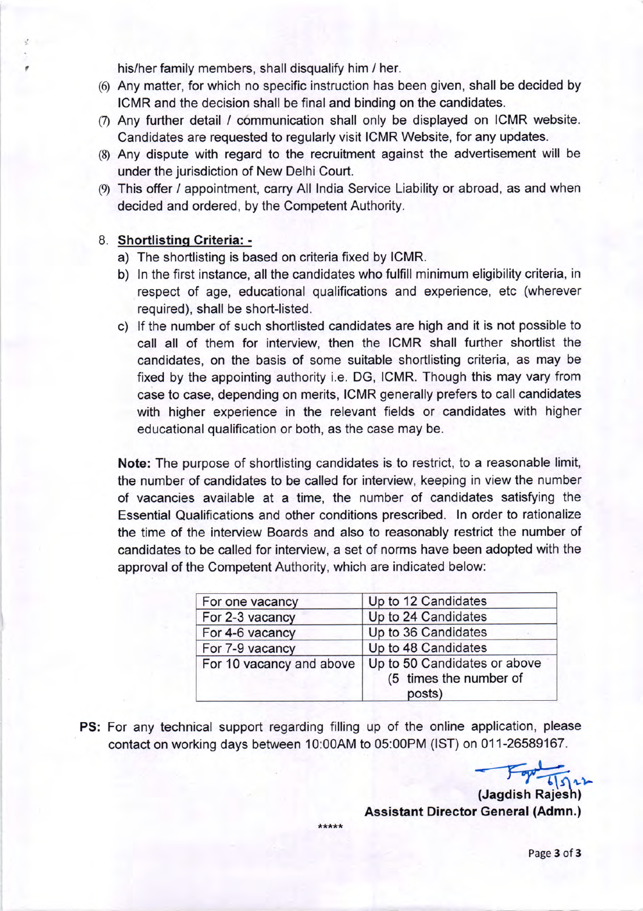his/her family members, shall disqualify him / her.

(6) Any matter, for which no specific instruction has been given, shall be decided by ICMR and the decision shall be final and binding on the candidates.

(7) Any further detail / communication shall only be displayed on ICMR website. Candidates are requested to regularly visit ICMR Website, for any updates.

(8) Any dispute with regard to the recruitment against the advertisement will be under the jurisdiction of New Delhi Court.

(9) This offer / appointment, carry All India Service Liability or abroad, as and when decided and ordered, by the Competent Authority.

8. **Shortlisting Criteria: -**

a) The shortlisting is based on criteria fixed by ICMR.

b) In the first instance, all the candidates who fulfill minimum eligibility criteria, in respect of age, educational qualifications and experience, etc (wherever required), shall be short-listed.

c) If the number of such shortlisted candidates are high and it is not possible to call all of them for interview, then the ICMR shall further shortlist the candidates, on the basis of some suitable shortlisting criteria, as may be fixed by the appointing authority i.e. DG, ICMR. Though this may vary from case to case, depending on merits, ICMR generally prefers to call candidates with higher experience in the relevant fields or candidates with higher educational qualification or both, as the case may be.

**Note:** The purpose of shortlisting candidates is to restrict, to a reasonable limit, the number of candidates to be called for interview, keeping in view the number of vacancies available at a time, the number of candidates satisfying the Essential Qualifications and other conditions prescribed. In order to rationalize the time of the interview Boards and also to reasonably restrict the number of candidates to be called for interview, a set of norms have been adopted with the approval of the Competent Authority, which are indicated below:

| | |
|---|---|
| For one vacancy | Up to 12 Candidates |
| For 2-3 vacancy | Up to 24 Candidates |
| For 4-6 vacancy | Up to 36 Candidates |
| For 7-9 vacancy | Up to 48 Candidates |
| For 10 vacancy and above | Up to 50 Candidates or above (5 times the number of posts) |

**PS:** For any technical support regarding filling up of the online application, please contact on working days between 10:00AM to 05:00PM (IST) on 011-26589167.

6/5/22

**(Jagdish Rajesh)**
**Assistant Director General (Admn.)**

*****